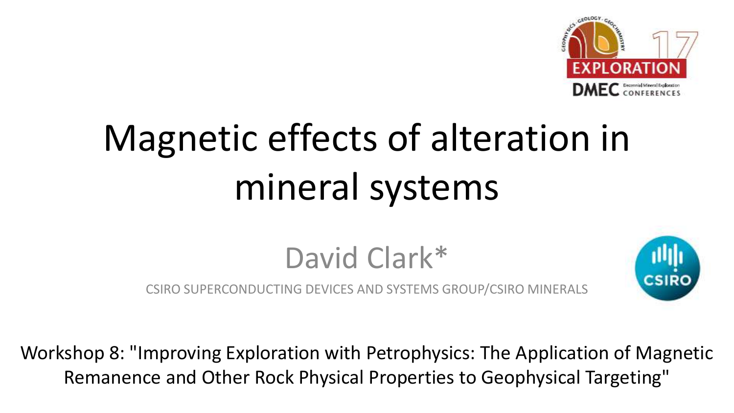# Magnetic effects of alteration in mineral systems

David Clark*

CSIRO SUPERCONDUCTING DEVICES AND SYSTEMS GROUP/CSIRO MINERALS

Workshop 8: "Improving Exploration with Petrophysics: The Application of Magnetic Remanence and Other Rock Physical Properties to Geophysical Targeting"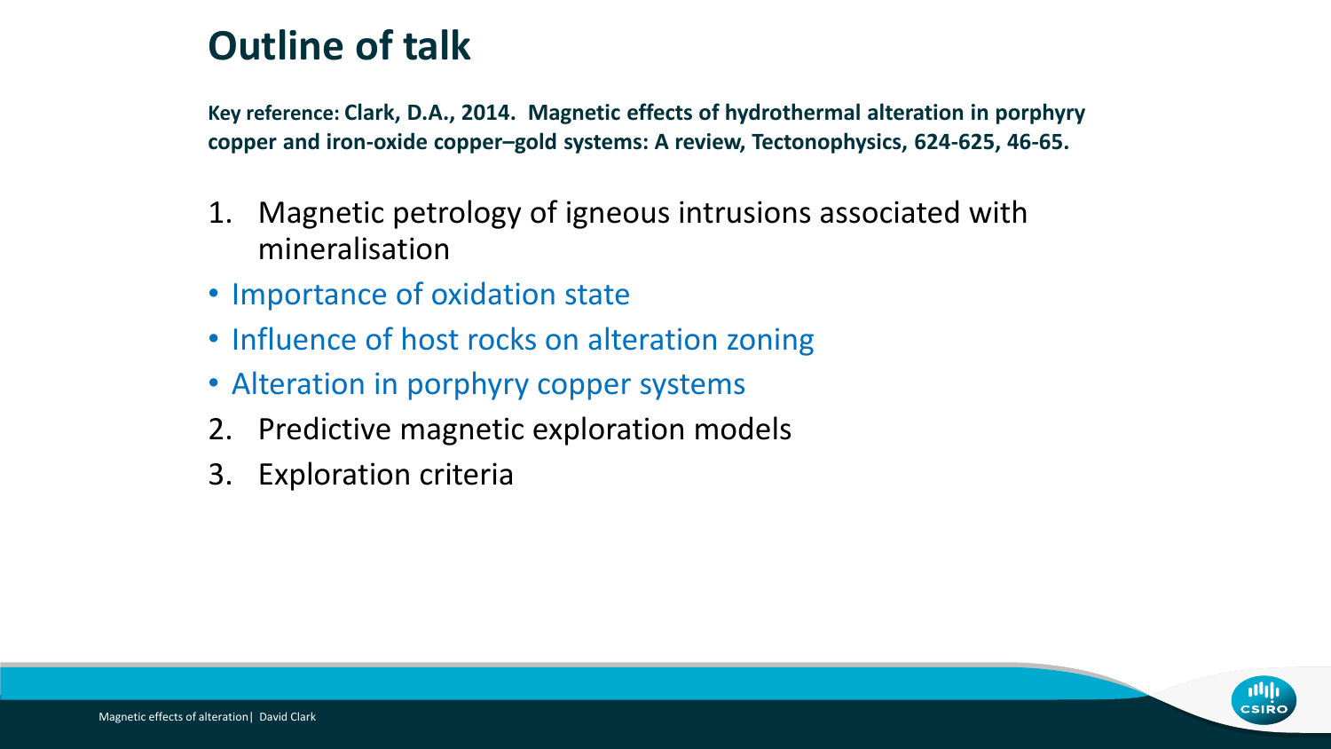# Outline of talk

**Key reference: Clark, D.A., 2014. Magnetic effects of hydrothermal alteration in porphyry copper and iron-oxide copper–gold systems: A review, Tectonophysics, 624-625, 46-65.**

1. Magnetic petrology of igneous intrusions associated with mineralisation

- Importance of oxidation state
- Influence of host rocks on alteration zoning
- Alteration in porphyry copper systems

2. Predictive magnetic exploration models
3. Exploration criteria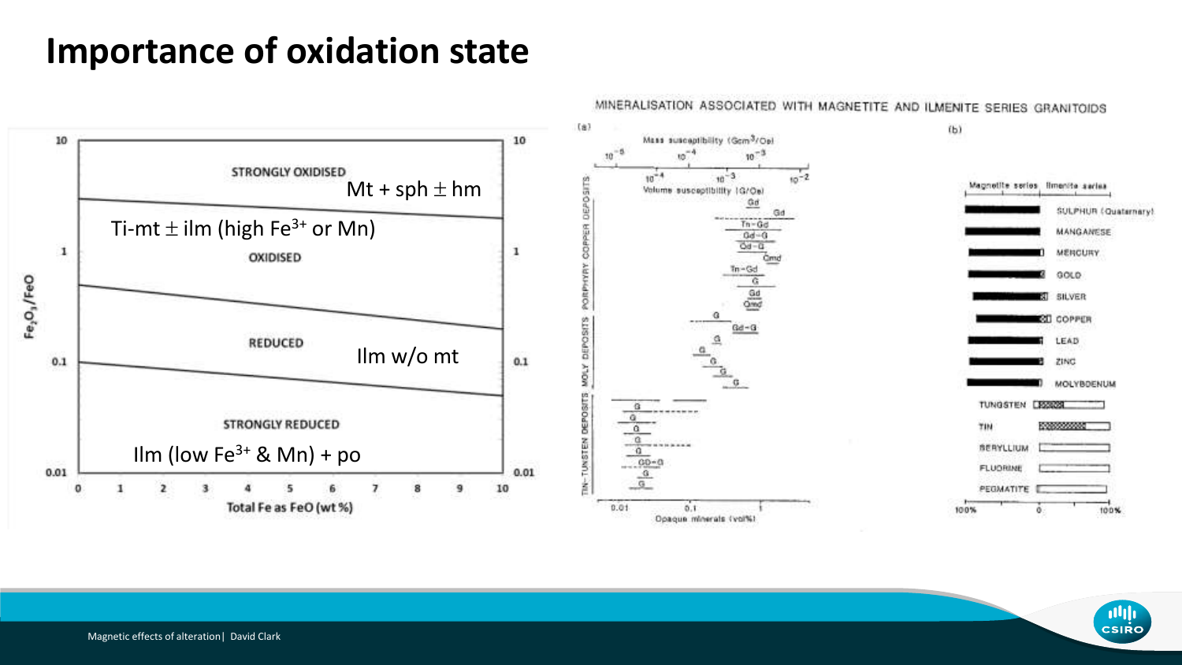# Importance of oxidation state

STRONGLY OXIDISED

Mt + sph ± hm

Ti-mt ± ilm (high $Fe^{3+}$ or Mn)

OXIDISED

REDUCED

Ilm w/o mt

STRONGLY REDUCED

Ilm (low $Fe^{3+}$ & Mn) + po

$Fe_2O_3/FeO$

Total Fe as FeO (wt %)

MINERALISATION ASSOCIATED WITH MAGNETITE AND ILMENITE SERIES GRANITOIDS

(a)

Mass susceptibility ($Gcm^3/Oe$)

Volume susceptibility (G/Oe)

PORPHYRY COPPER DEPOSITS

MOLY DEPOSITS

TIN-TUNGSTEN DEPOSITS

Opaque minerals (vol%)

(b)

| Magnetite series | Ilmenite series |
|---|---|
| SULPHUR (Quaternary) | |
| MANGANESE | |
| MERCURY | |
| GOLD | |
| SILVER | |
| COPPER | |
| LEAD | |
| ZINC | |
| MOLYBDENUM | |
| TUNGSTEN | |
| TIN | |
| BERYLLIUM | |
| FLUORINE | |
| PEGMATITE | |

100% 0 100%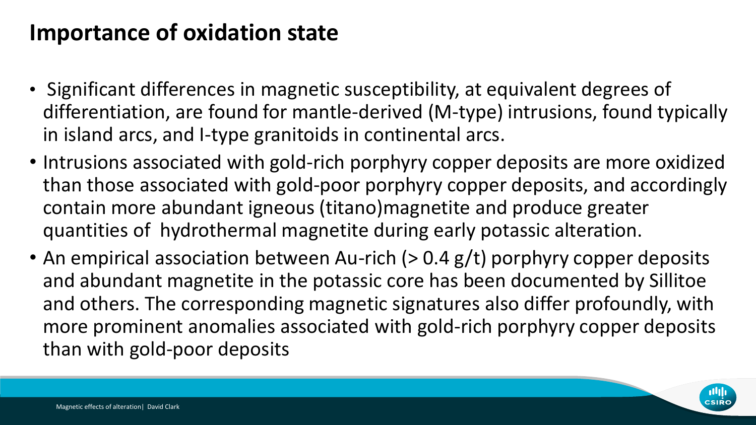# Importance of oxidation state

- Significant differences in magnetic susceptibility, at equivalent degrees of differentiation, are found for mantle-derived (M-type) intrusions, found typically in island arcs, and I-type granitoids in continental arcs.
- Intrusions associated with gold-rich porphyry copper deposits are more oxidized than those associated with gold-poor porphyry copper deposits, and accordingly contain more abundant igneous (titano)magnetite and produce greater quantities of hydrothermal magnetite during early potassic alteration.
- An empirical association between Au-rich (> 0.4 g/t) porphyry copper deposits and abundant magnetite in the potassic core has been documented by Sillitoe and others. The corresponding magnetic signatures also differ profoundly, with more prominent anomalies associated with gold-rich porphyry copper deposits than with gold-poor deposits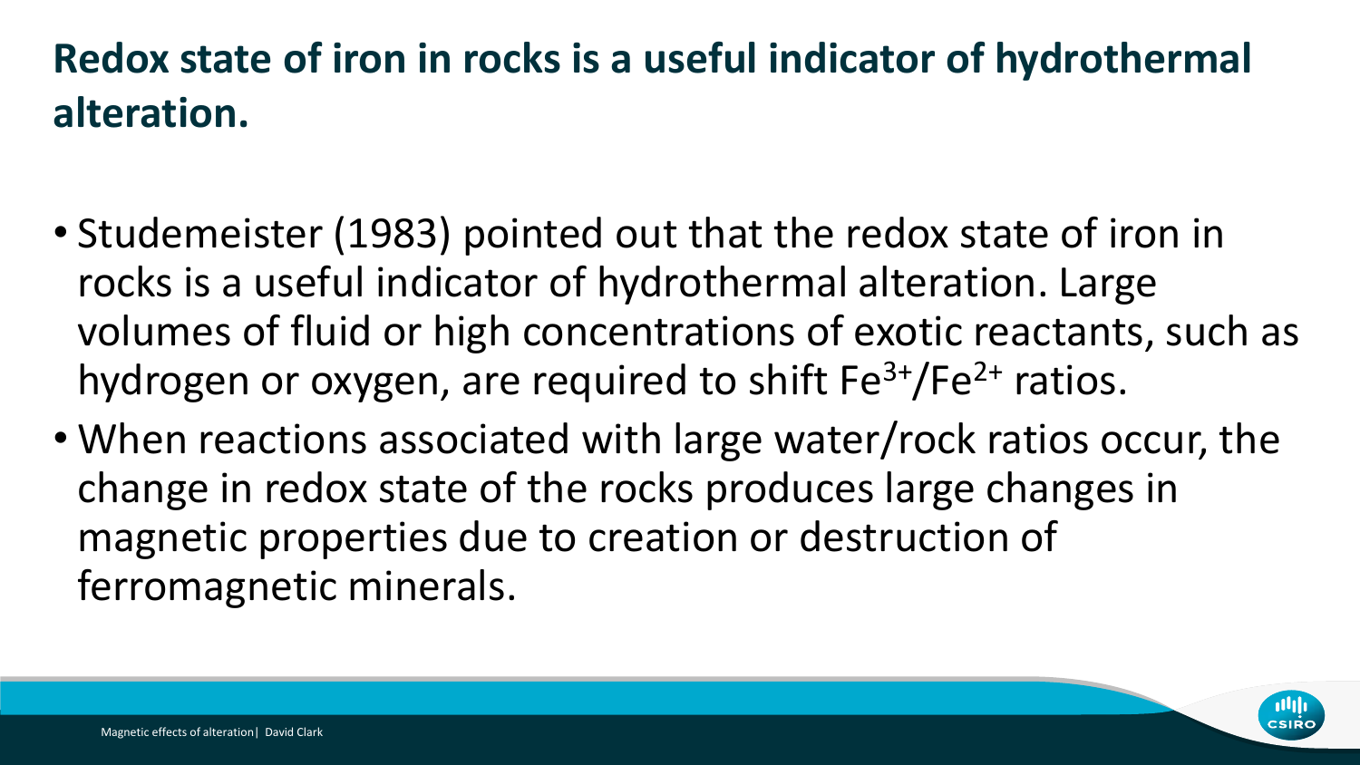# Redox state of iron in rocks is a useful indicator of hydrothermal alteration.

- Studemeister (1983) pointed out that the redox state of iron in rocks is a useful indicator of hydrothermal alteration. Large volumes of fluid or high concentrations of exotic reactants, such as hydrogen or oxygen, are required to shift $Fe^{3+}/Fe^{2+}$ ratios.
- When reactions associated with large water/rock ratios occur, the change in redox state of the rocks produces large changes in magnetic properties due to creation or destruction of ferromagnetic minerals.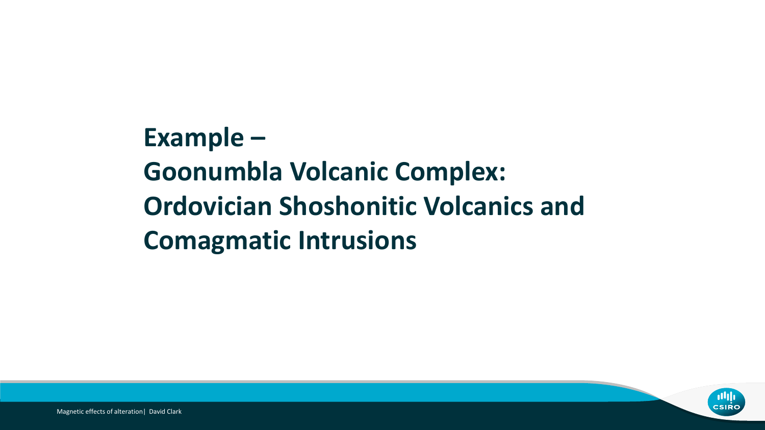# Example – Goonumbla Volcanic Complex: Ordovician Shoshonitic Volcanics and Comagmatic Intrusions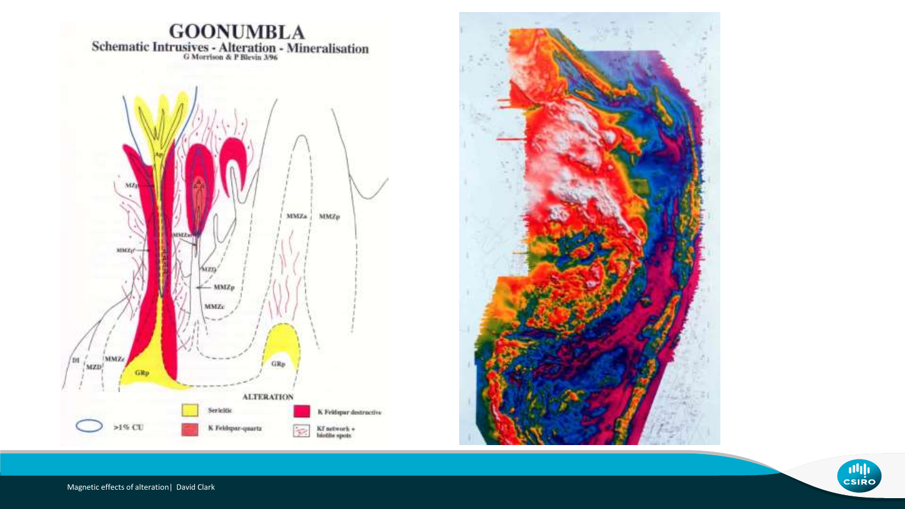# GOONUMBLA

**Schematic Intrusives - Alteration - Mineralisation**

G Morrison & P Blevin 3/96

**ALTERATION**

- Sericitic
- K Feldspar destructive
- K Feldspar-quartz
- Kf network + biotite spots
- >1% CU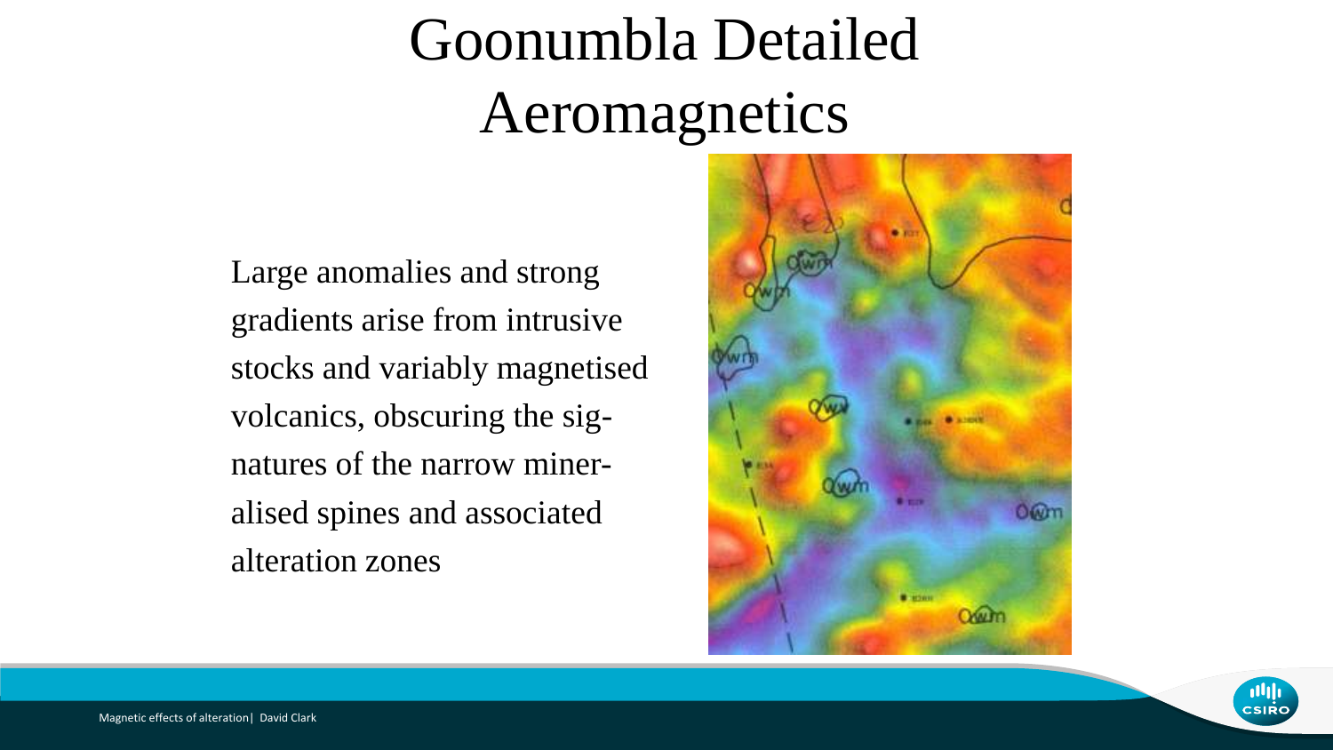# Goonumbla Detailed Aeromagnetics

Large anomalies and strong gradients arise from intrusive stocks and variably magnetised volcanics, obscuring the signatures of the narrow mineralised spines and associated alteration zones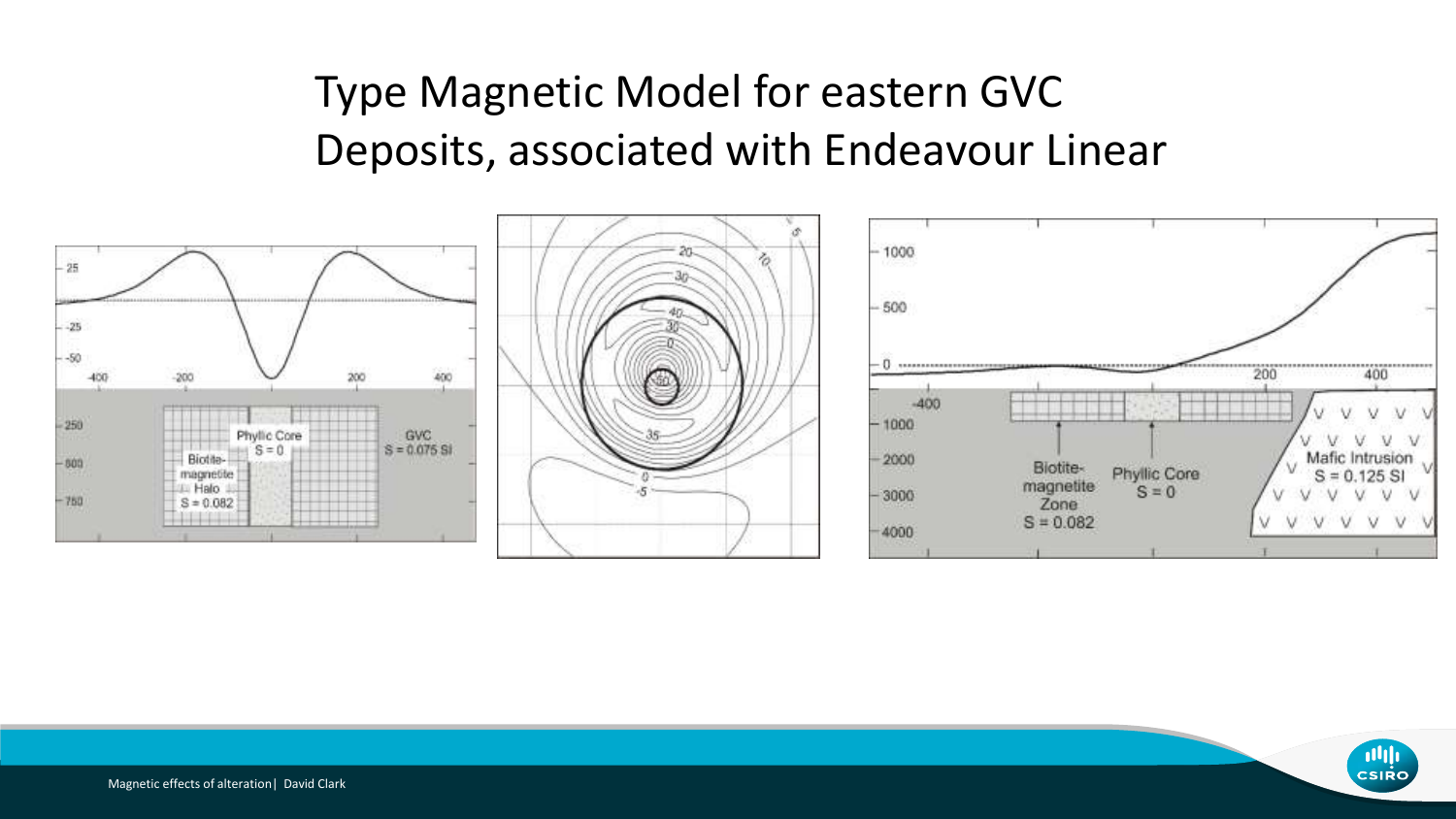# Type Magnetic Model for eastern GVC Deposits, associated with Endeavour Linear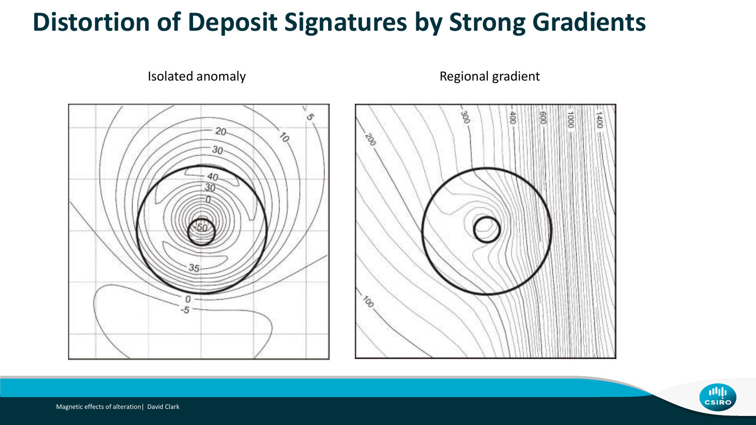# Distortion of Deposit Signatures by Strong Gradients

Isolated anomaly

Regional gradient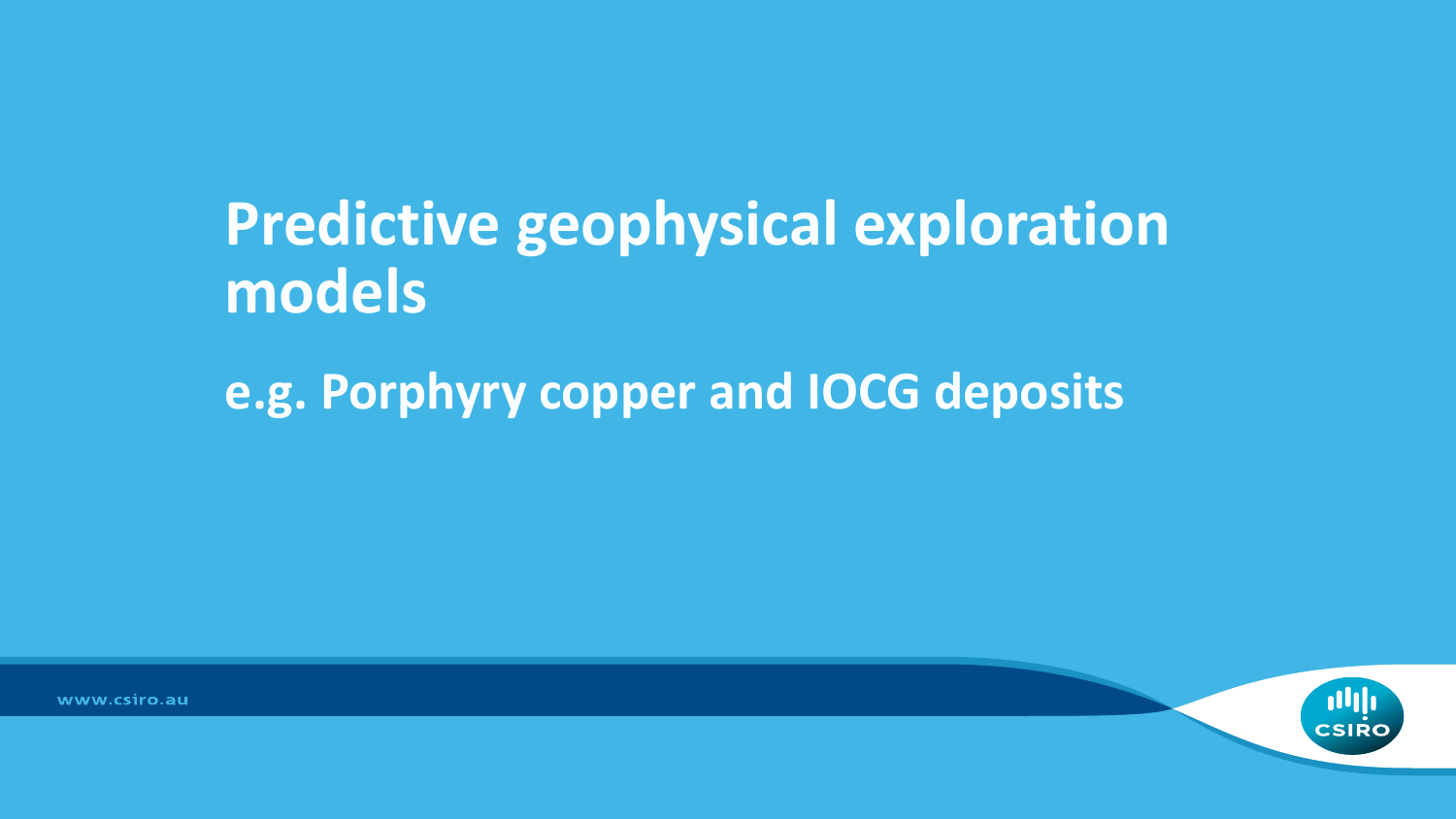# Predictive geophysical exploration models

## e.g. Porphyry copper and IOCG deposits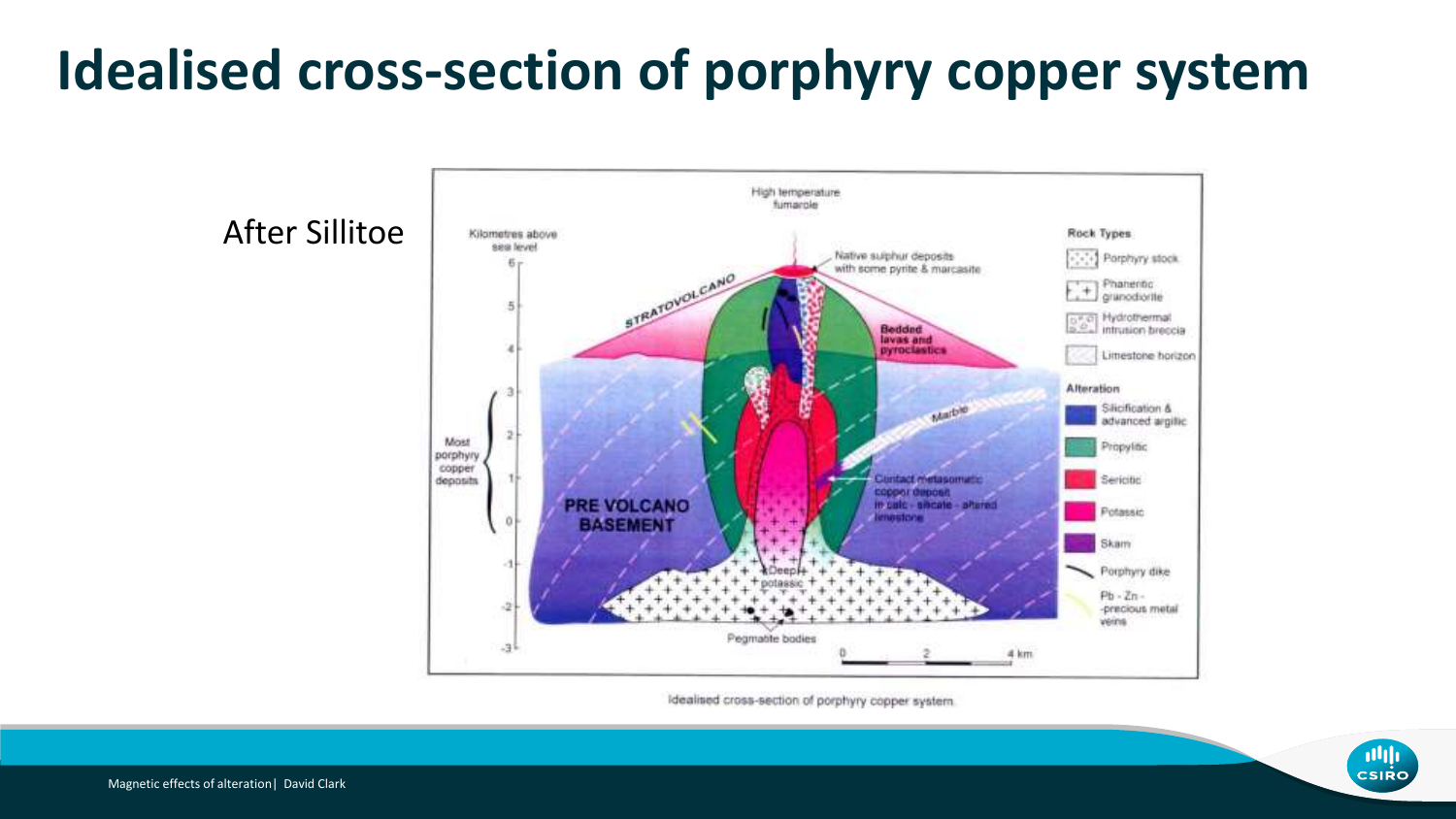# Idealised cross-section of porphyry copper system

After Sillitoe

Kilometres above sea level

High temperature fumarole

Native sulphur deposits with some pyrite & marcasite

STRATOVOLCANO

Bedded lavas and pyroclastics

Marble

Most porphyry copper deposits

PRE VOLCANO BASEMENT

Contact metasomatic copper deposit in calc - silicate - altered limestone

Deep potassic

Pegmatite bodies

0 2 4 km

**Rock Types**

- Porphyry stock
- Phaneritic granodiorite
- Hydrothermal intrusion breccia
- Limestone horizon

**Alteration**

- Silicification & advanced argillic
- Propylitic
- Sericitic
- Potassic
- Skarn
- Porphyry dike
- Pb - Zn - precious metal veins

Idealised cross-section of porphyry copper system

Magnetic effects of alteration | David Clark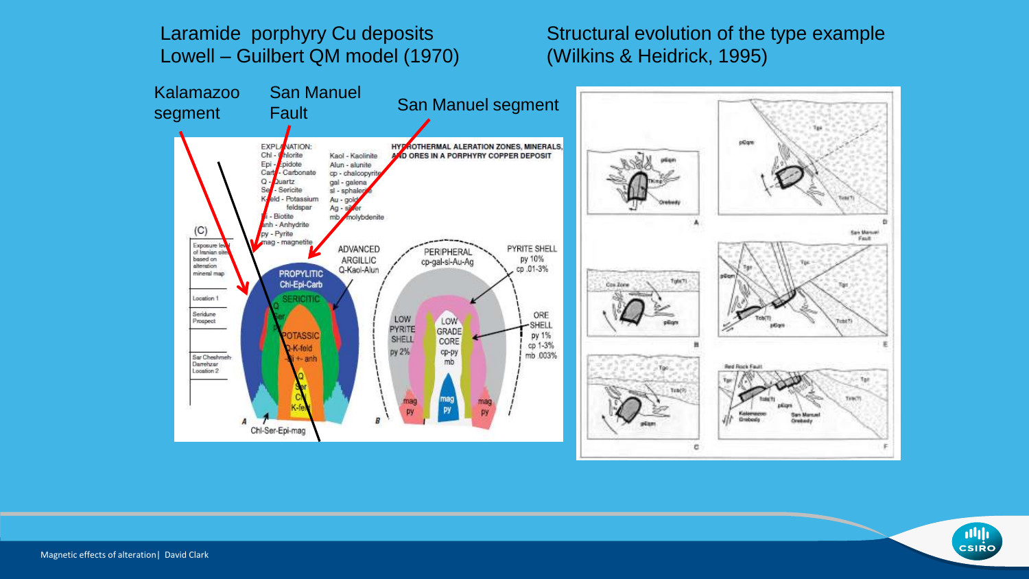Laramide porphyry Cu deposits
Lowell – Guilbert QM model (1970)

Structural evolution of the type example
(Wilkins & Heidrick, 1995)

Kalamazoo segment

San Manuel Fault

San Manuel segment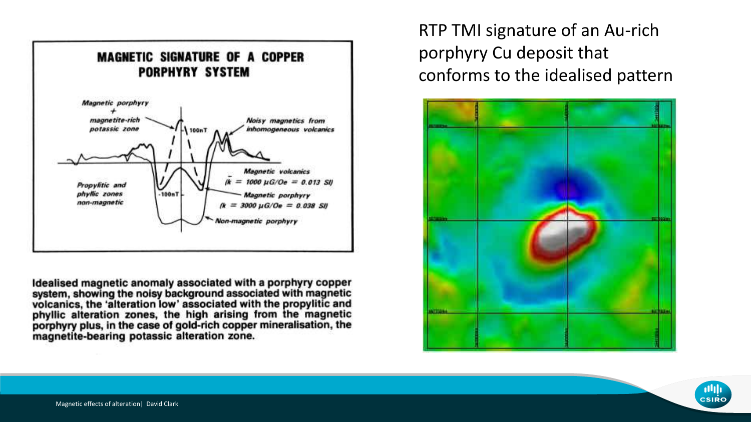RTP TMI signature of an Au-rich porphyry Cu deposit that conforms to the idealised pattern

**MAGNETIC SIGNATURE OF A COPPER PORPHYRY SYSTEM**

Idealised magnetic anomaly associated with a porphyry copper system, showing the noisy background associated with magnetic volcanics, the 'alteration low' associated with the propylitic and phyllic alteration zones, the high arising from the magnetic porphyry plus, in the case of gold-rich copper mineralisation, the magnetite-bearing potassic alteration zone.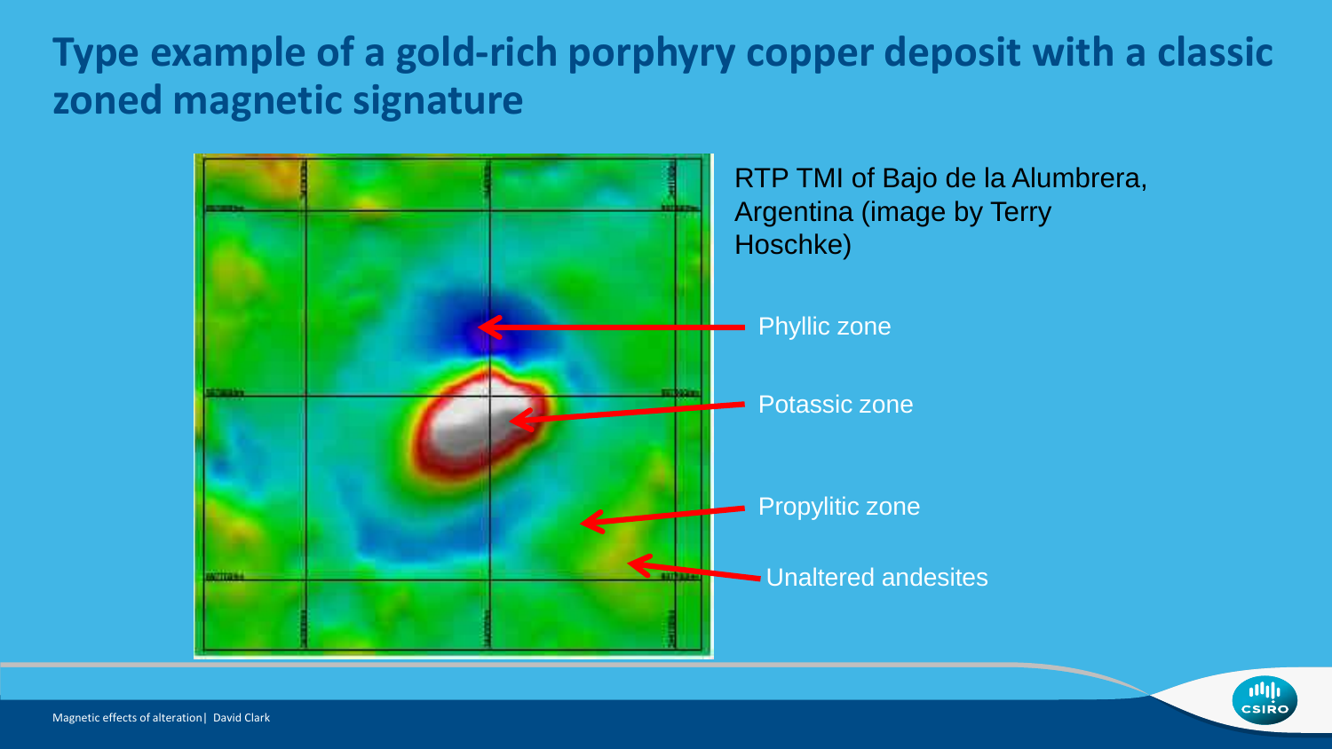# Type example of a gold-rich porphyry copper deposit with a classic zoned magnetic signature

RTP TMI of Bajo de la Alumbrera, Argentina (image by Terry Hoschke)

Phyllic zone

Potassic zone

Propylitic zone

Unaltered andesites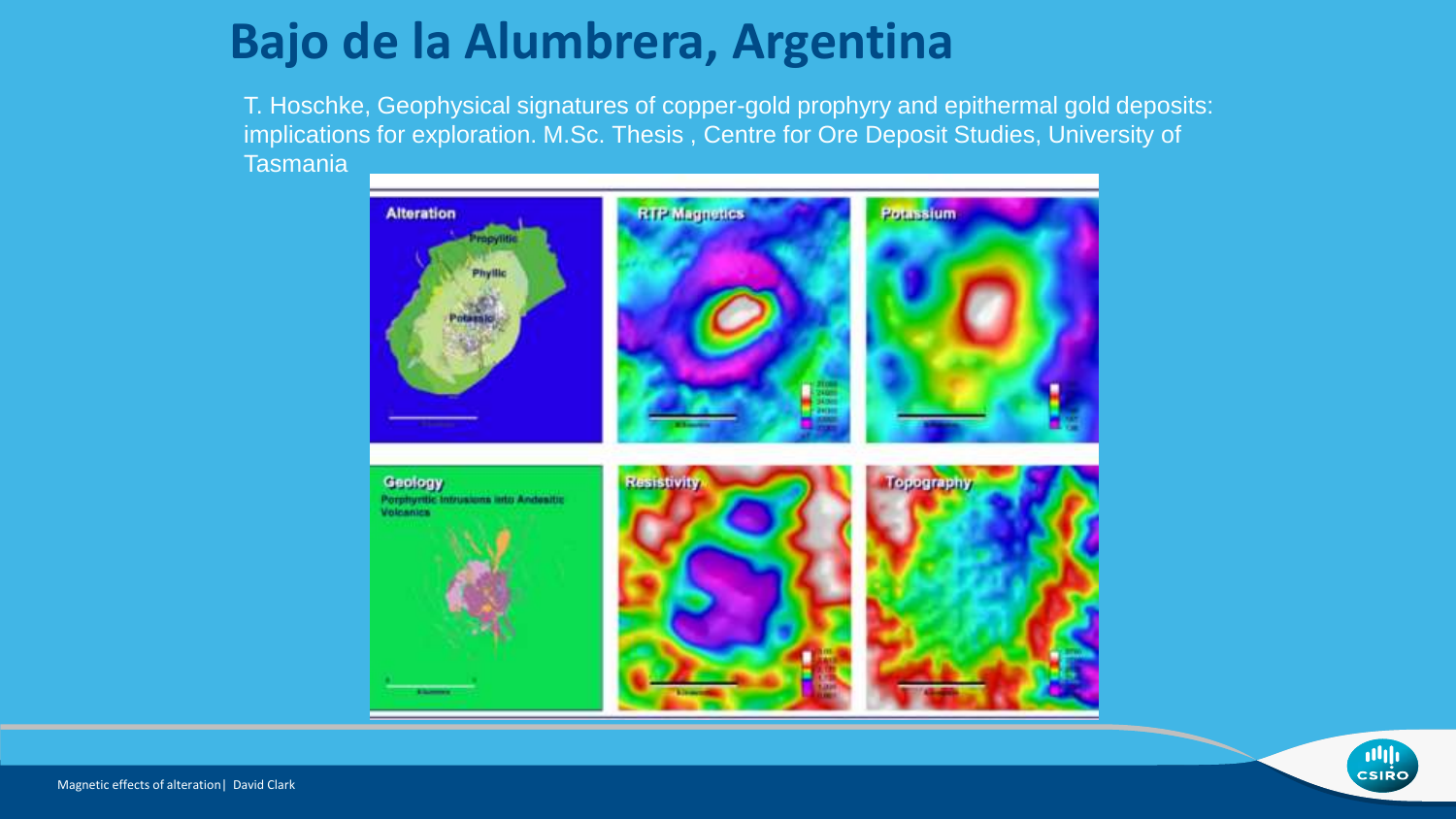# Bajo de la Alumbrera, Argentina

T. Hoschke, Geophysical signatures of copper-gold prophyry and epithermal gold deposits: implications for exploration. M.Sc. Thesis , Centre for Ore Deposit Studies, University of Tasmania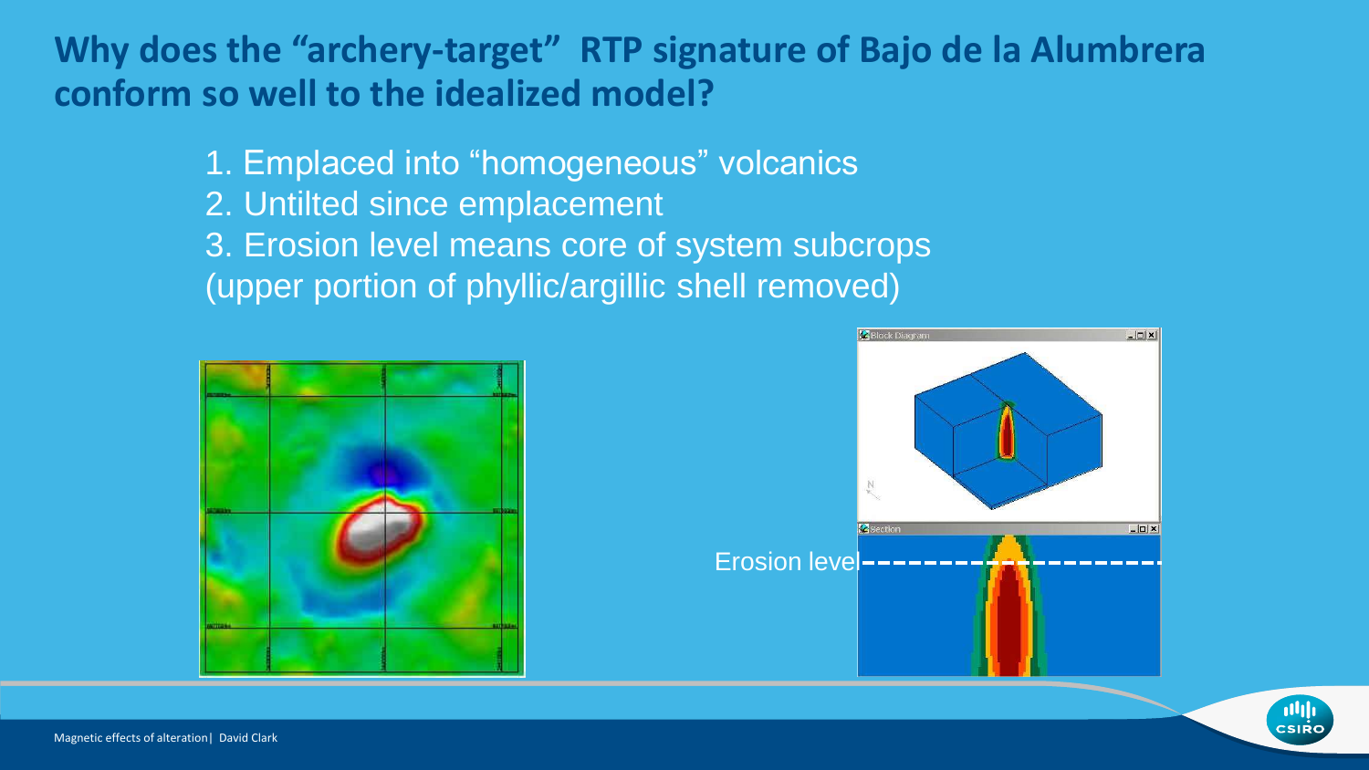## Why does the “archery-target” RTP signature of Bajo de la Alumbrera conform so well to the idealized model?

1. Emplaced into “homogeneous” volcanics
2. Untilted since emplacement
3. Erosion level means core of system subcrops (upper portion of phyllic/argillic shell removed)

Erosion level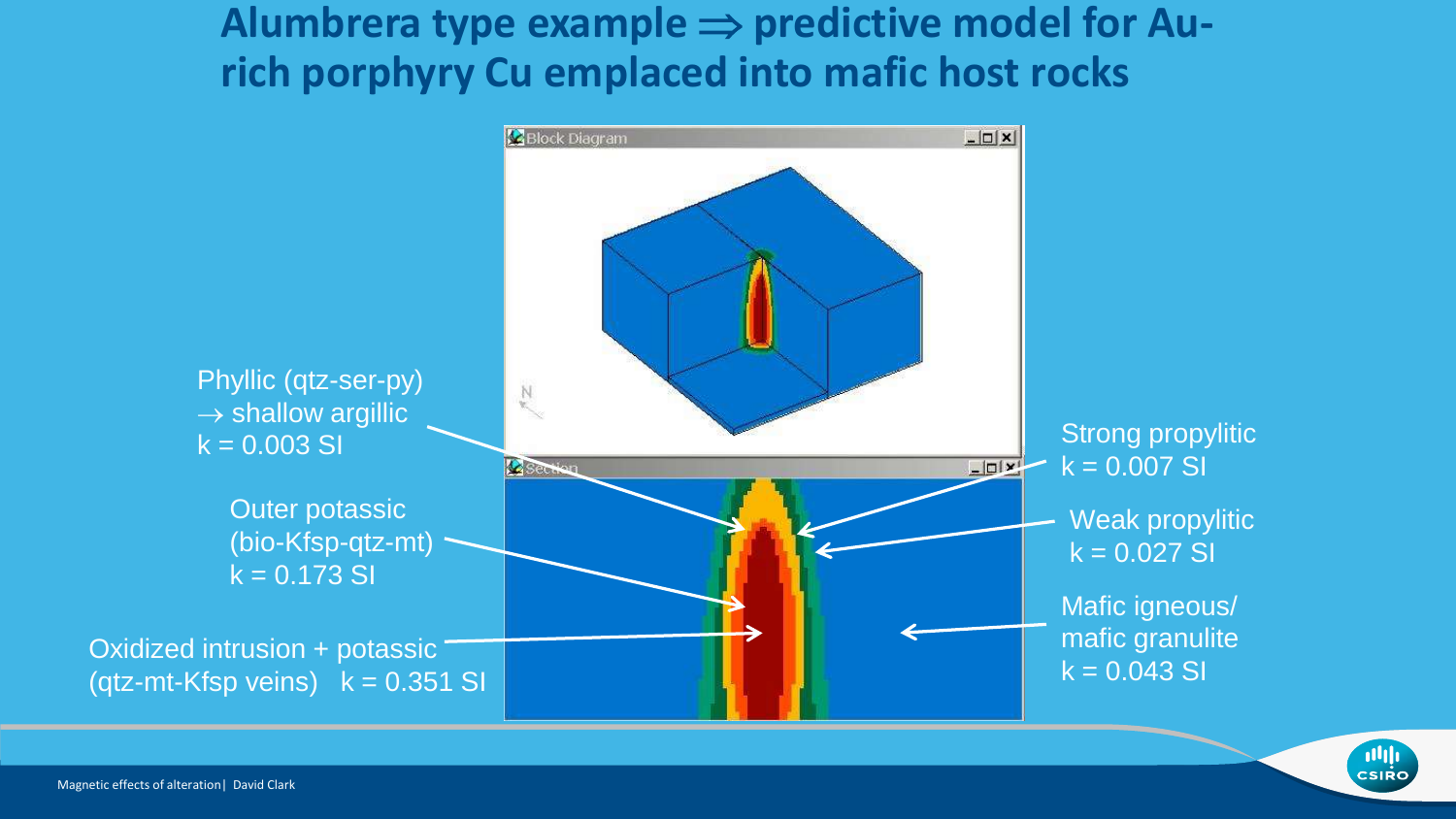# Alumbrera type example $\Rightarrow$ predictive model for Au-rich porphyry Cu emplaced into mafic host rocks

Phyllic (qtz-ser-py)
$\rightarrow$ shallow argillic
k = 0.003 SI

Outer potassic
(bio-Kfsp-qtz-mt)
k = 0.173 SI

Oxidized intrusion + potassic
(qtz-mt-Kfsp veins) k = 0.351 SI

Strong propylitic
k = 0.007 SI

Weak propylitic
k = 0.027 SI

Mafic igneous/
mafic granulite
k = 0.043 SI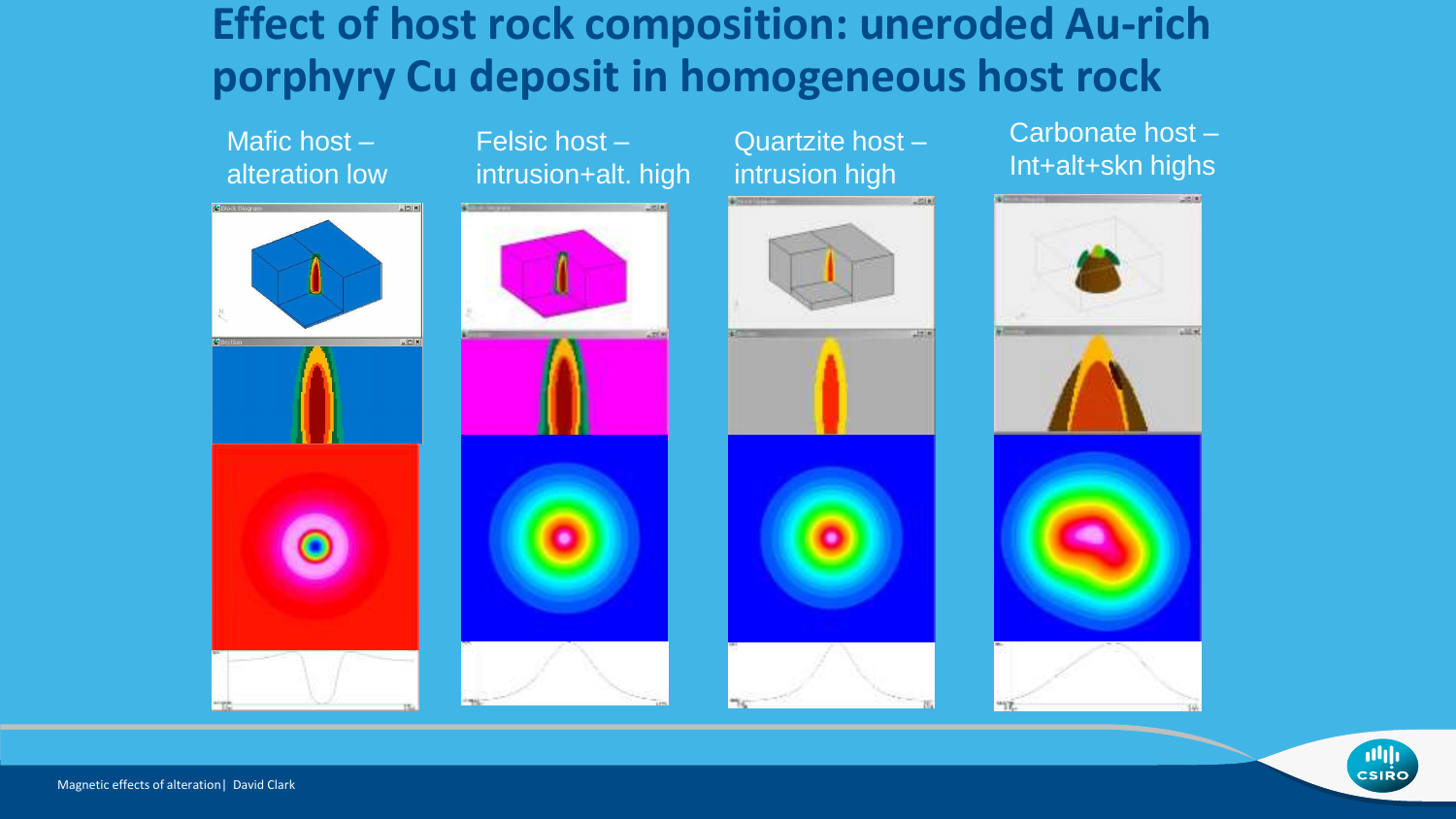# Effect of host rock composition: uneroded Au-rich porphyry Cu deposit in homogeneous host rock

Mafic host – alteration low

Felsic host – intrusion+alt. high

Quartzite host – intrusion high

Carbonate host – Int+alt+skn highs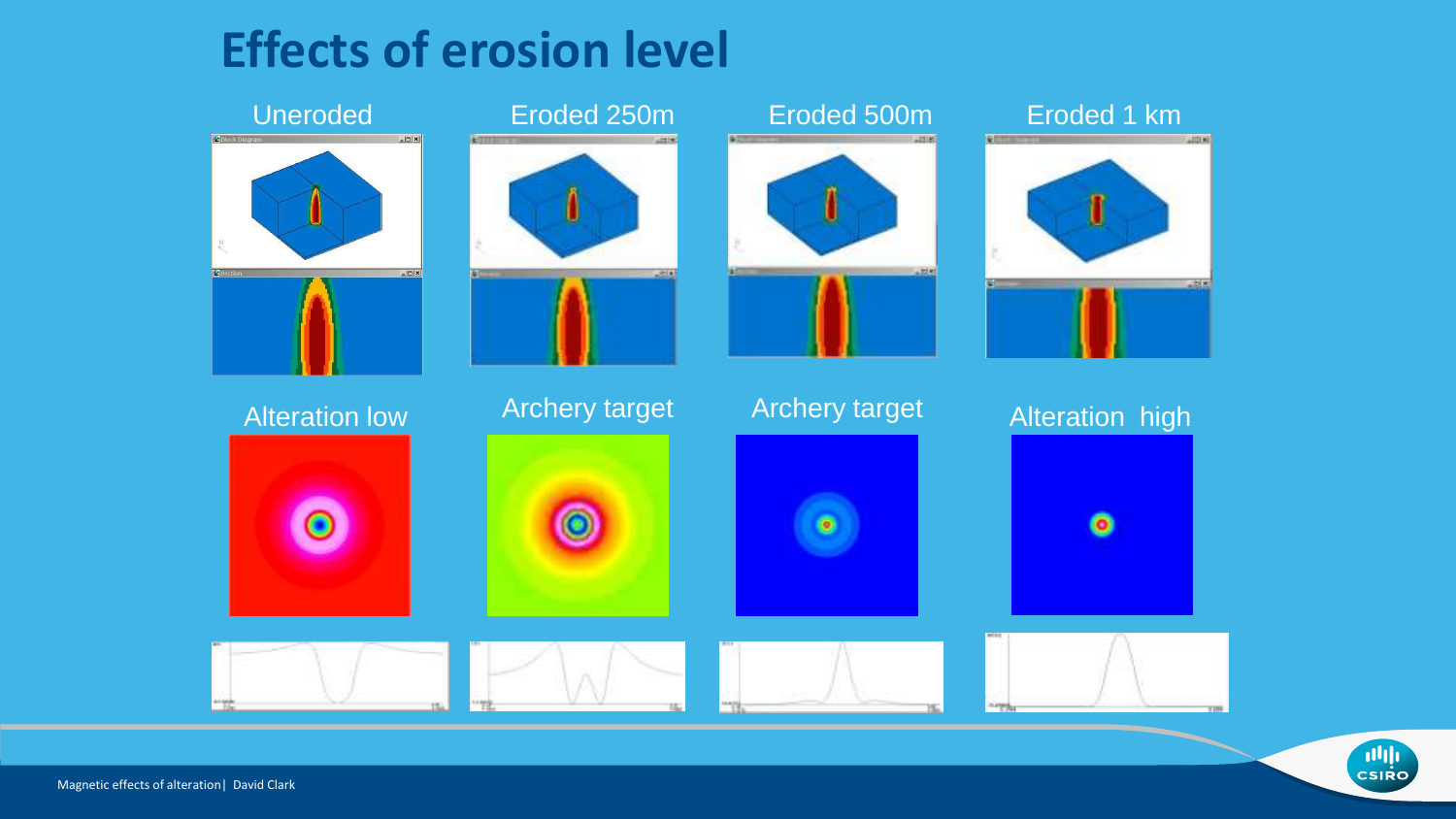# Effects of erosion level

Uneroded

Eroded 250m

Eroded 500m

Eroded 1 km

Alteration low

Archery target

Archery target

Alteration high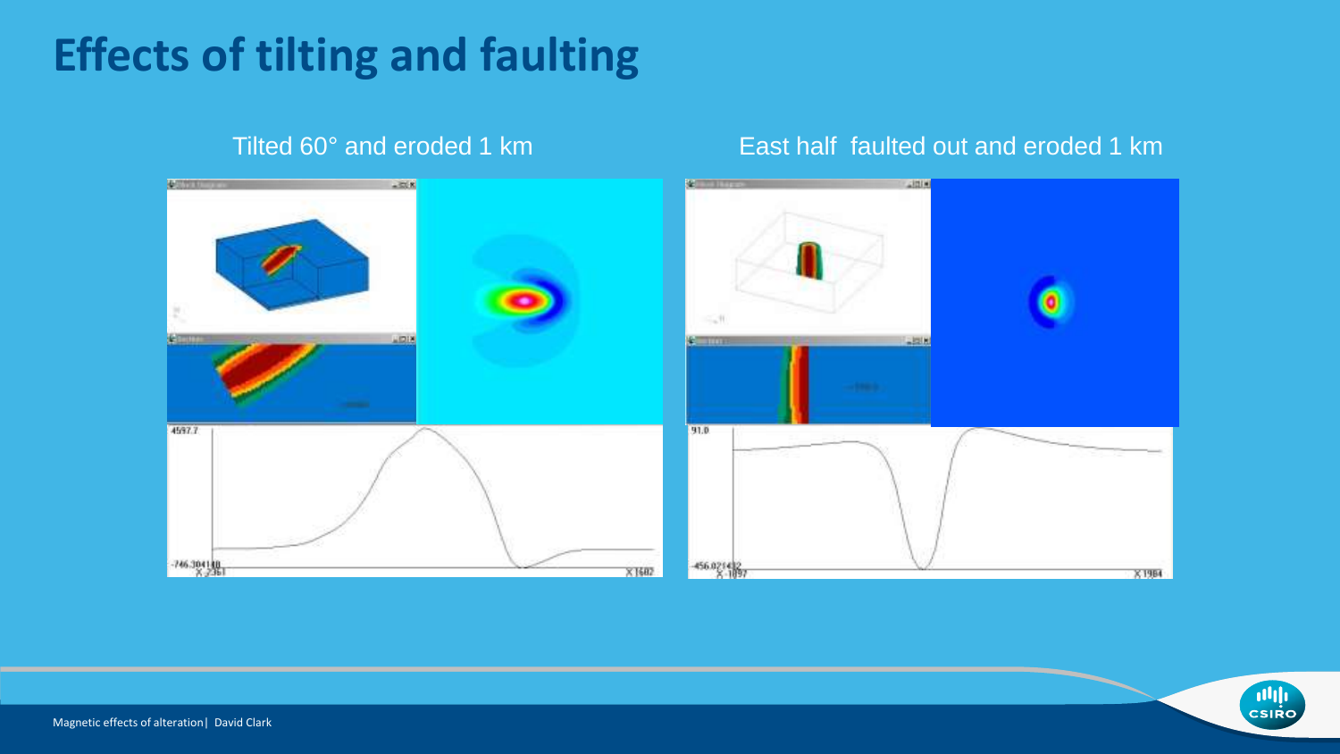# Effects of tilting and faulting

Tilted 60° and eroded 1 km

East half faulted out and eroded 1 km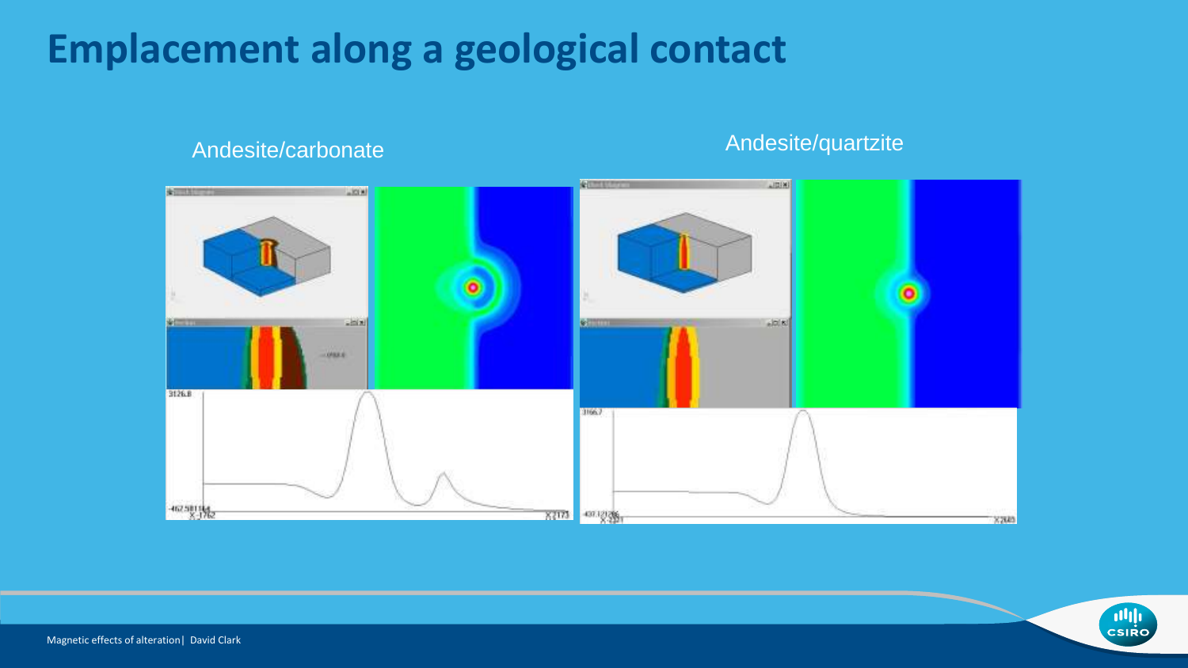# Emplacement along a geological contact

Andesite/carbonate

Andesite/quartzite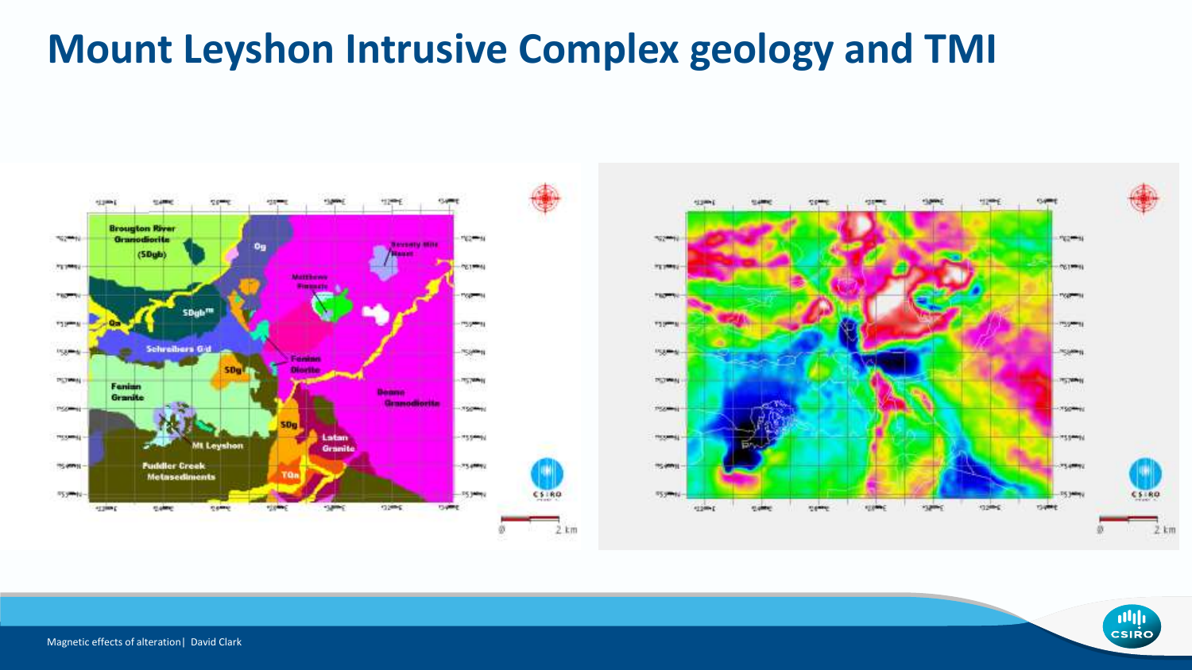# Mount Leyshon Intrusive Complex geology and TMI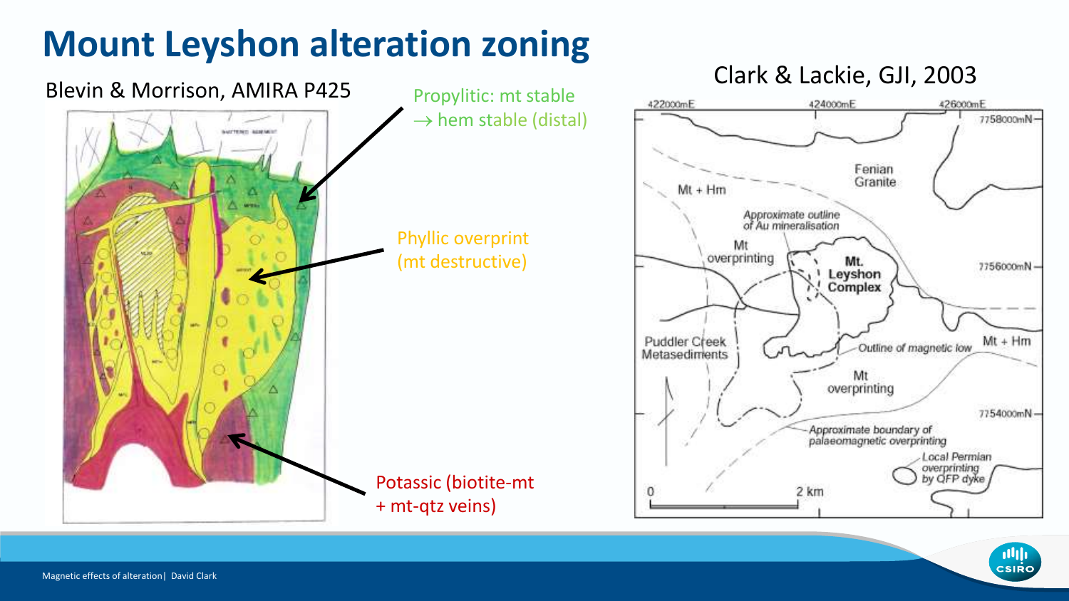# Mount Leyshon alteration zoning

Blevin & Morrison, AMIRA P425

Propylitic: mt stable → hem stable (distal)

Phyllic overprint (mt destructive)

Potassic (biotite-mt + mt-qtz veins)

Clark & Lackie, GJI, 2003

422000mE 424000mE 426000mE

7758000mN

7756000mN

7754000mN

Fenian Granite

Mt + Hm

Approximate outline of Au mineralisation

Mt overprinting

Mt. Leyshon Complex

Puddler Creek Metasediments

Outline of magnetic low

Mt + Hm

Mt overprinting

Approximate boundary of palaeomagnetic overprinting

Local Permian overprinting by QFP dyke

0 2 km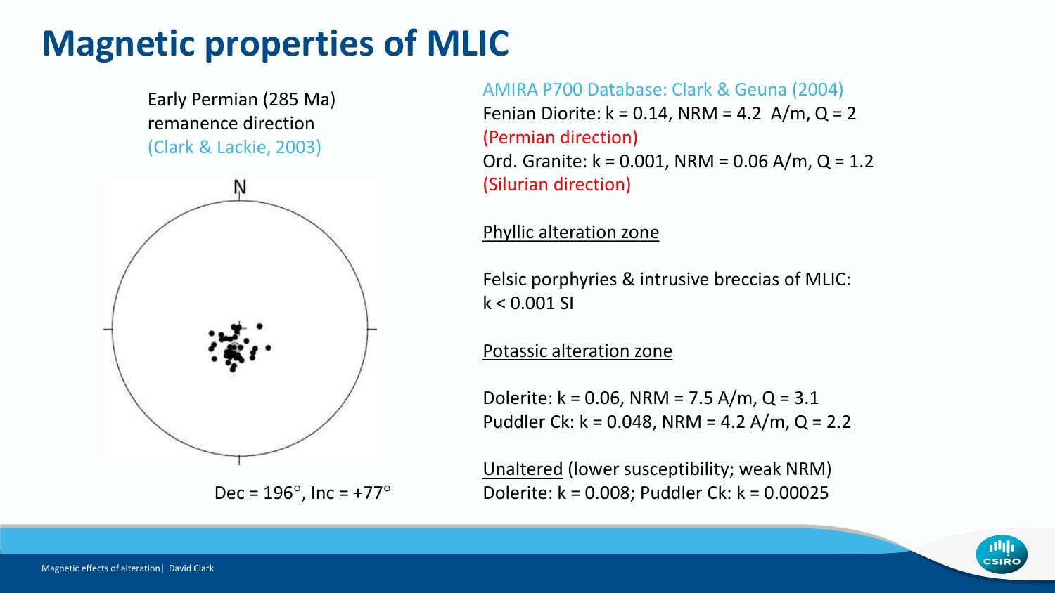# Magnetic properties of MLIC

Early Permian (285 Ma) remanence direction (Clark & Lackie, 2003)

Dec = 196°, Inc = +77°

AMIRA P700 Database: Clark & Geuna (2004)

Fenian Diorite: k = 0.14, NRM = 4.2 A/m, Q = 2 (Permian direction)

Ord. Granite: k = 0.001, NRM = 0.06 A/m, Q = 1.2 (Silurian direction)

Phyllic alteration zone

Felsic porphyries & intrusive breccias of MLIC: k < 0.001 SI

Potassic alteration zone

Dolerite: k = 0.06, NRM = 7.5 A/m, Q = 3.1

Puddler Ck: k = 0.048, NRM = 4.2 A/m, Q = 2.2

Unaltered (lower susceptibility; weak NRM)

Dolerite: k = 0.008; Puddler Ck: k = 0.00025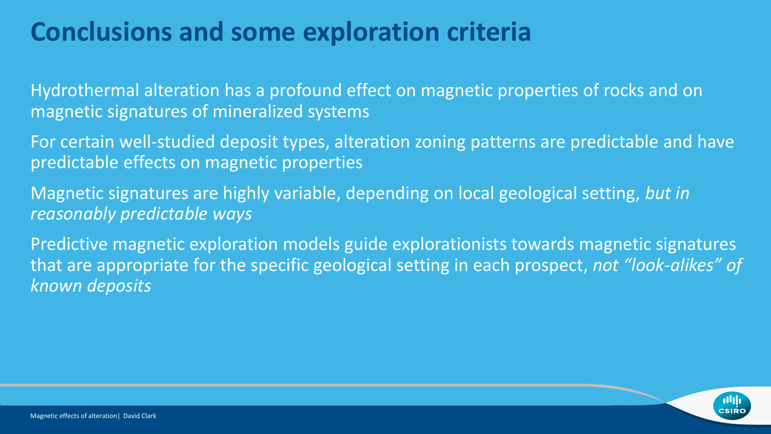# Conclusions and some exploration criteria

Hydrothermal alteration has a profound effect on magnetic properties of rocks and on magnetic signatures of mineralized systems

For certain well-studied deposit types, alteration zoning patterns are predictable and have predictable effects on magnetic properties

Magnetic signatures are highly variable, depending on local geological setting, *but in reasonably predictable ways*

Predictive magnetic exploration models guide explorationists towards magnetic signatures that are appropriate for the specific geological setting in each prospect, *not "look-alikes" of known deposits*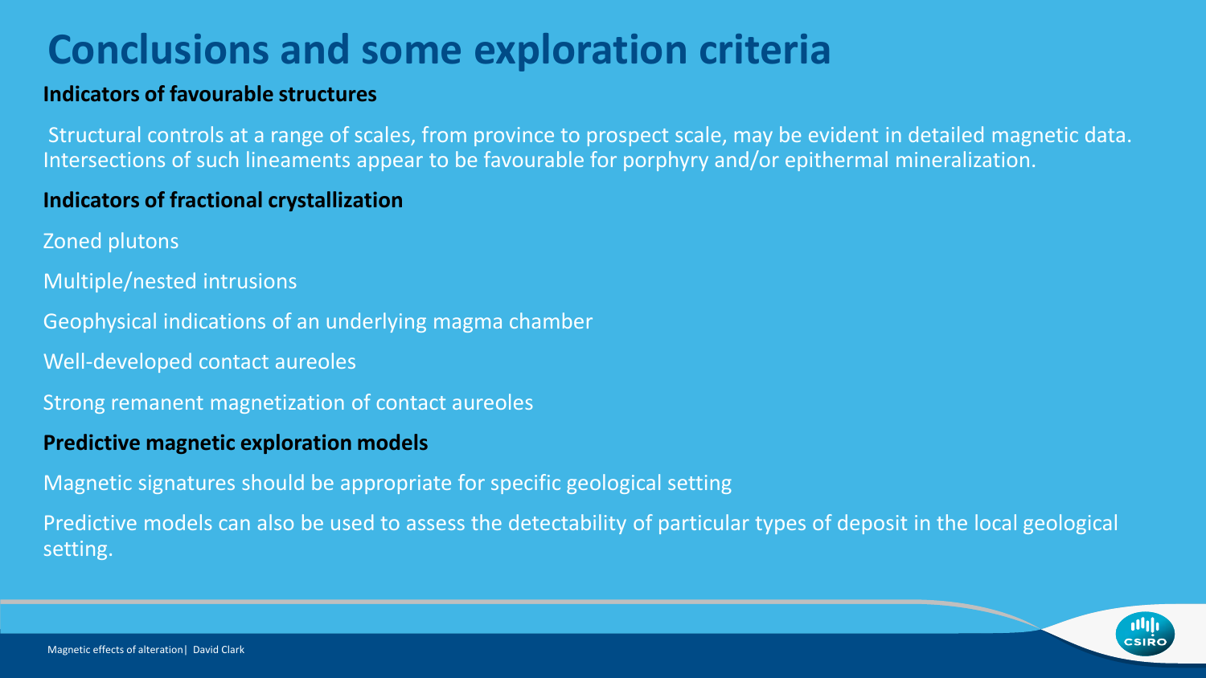# Conclusions and some exploration criteria

**Indicators of favourable structures**

Structural controls at a range of scales, from province to prospect scale, may be evident in detailed magnetic data. Intersections of such lineaments appear to be favourable for porphyry and/or epithermal mineralization.

**Indicators of fractional crystallization**

Zoned plutons

Multiple/nested intrusions

Geophysical indications of an underlying magma chamber

Well-developed contact aureoles

Strong remanent magnetization of contact aureoles

**Predictive magnetic exploration models**

Magnetic signatures should be appropriate for specific geological setting

Predictive models can also be used to assess the detectability of particular types of deposit in the local geological setting.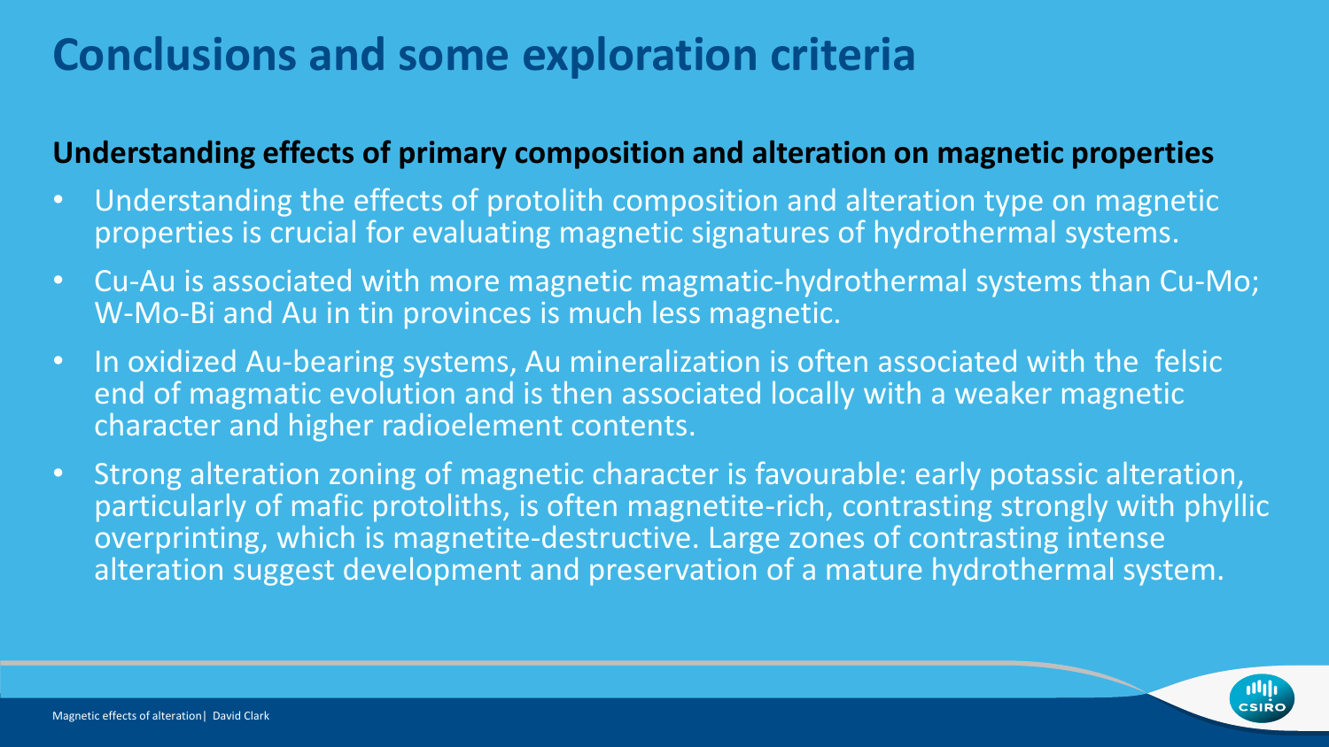# Conclusions and some exploration criteria

**Understanding effects of primary composition and alteration on magnetic properties**

- Understanding the effects of protolith composition and alteration type on magnetic properties is crucial for evaluating magnetic signatures of hydrothermal systems.
- Cu-Au is associated with more magnetic magmatic-hydrothermal systems than Cu-Mo; W-Mo-Bi and Au in tin provinces is much less magnetic.
- In oxidized Au-bearing systems, Au mineralization is often associated with the felsic end of magmatic evolution and is then associated locally with a weaker magnetic character and higher radioelement contents.
- Strong alteration zoning of magnetic character is favourable: early potassic alteration, particularly of mafic protoliths, is often magnetite-rich, contrasting strongly with phyllic overprinting, which is magnetite-destructive. Large zones of contrasting intense alteration suggest development and preservation of a mature hydrothermal system.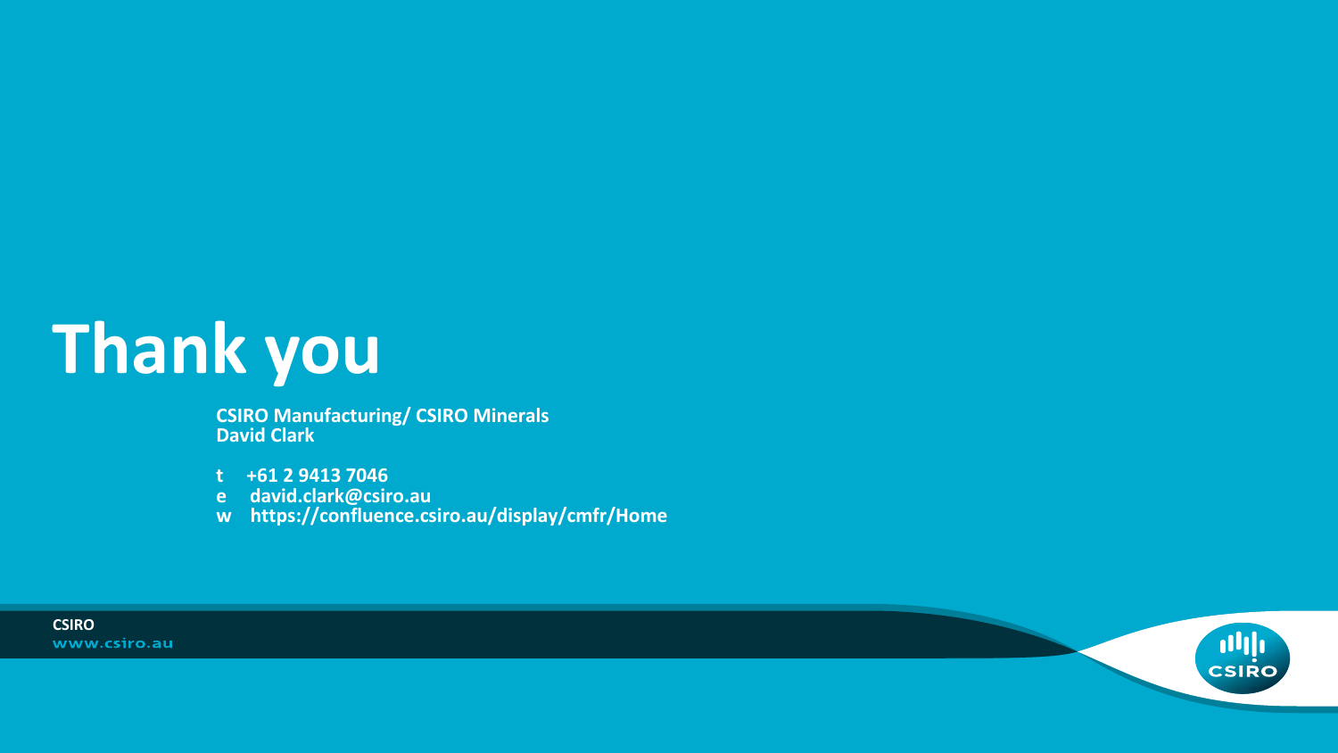# Thank you

**CSIRO Manufacturing/ CSIRO Minerals**
**David Clark**

**t** +61 2 9413 7046
**e** david.clark@csiro.au
**w** https://confluence.csiro.au/display/cmfr/Home

**CSIRO**
www.csiro.au